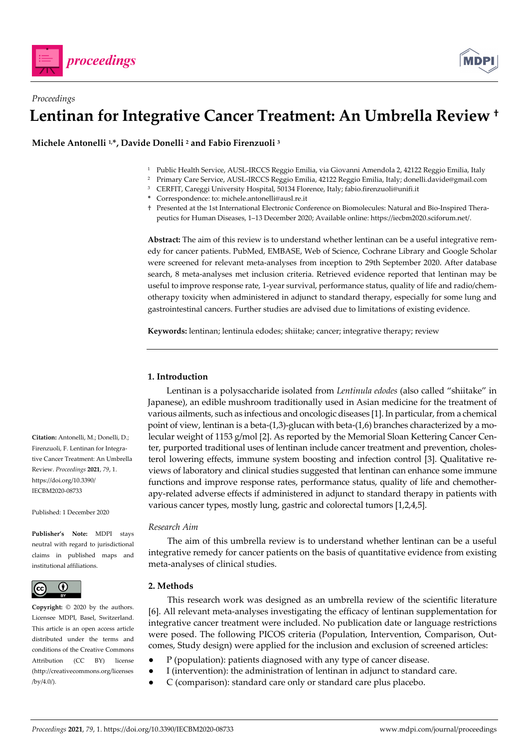*Proceedings*

# Lentinan for Integrative Cancer Treatment: An Umbrella Review †

**Michele Antonelli [1,*], Davide Donelli [2] and Fabio Firenzuoli [3]**

[1] Public Health Service, AUSL-IRCCS Reggio Emilia, via Giovanni Amendola 2, 42122 Reggio Emilia, Italy
[2] Primary Care Service, AUSL-IRCCS Reggio Emilia, 42122 Reggio Emilia, Italy; donelli.davide@gmail.com
[3] CERFIT, Careggi University Hospital, 50134 Florence, Italy; fabio.firenzuoli@unifi.it
* Correspondence: to: michele.antonelli@ausl.re.it
† Presented at the 1st International Electronic Conference on Biomolecules: Natural and Bio-Inspired Therapeutics for Human Diseases, 1–13 December 2020; Available online: https://iecbm2020.sciforum.net/.

**Abstract:** The aim of this review is to understand whether lentinan can be a useful integrative remedy for cancer patients. PubMed, EMBASE, Web of Science, Cochrane Library and Google Scholar were screened for relevant meta-analyses from inception to 29th September 2020. After database search, 8 meta-analyses met inclusion criteria. Retrieved evidence reported that lentinan may be useful to improve response rate, 1-year survival, performance status, quality of life and radio/chemotherapy toxicity when administered in adjunct to standard therapy, especially for some lung and gastrointestinal cancers. Further studies are advised due to limitations of existing evidence.

**Keywords:** lentinan; lentinula edodes; shiitake; cancer; integrative therapy; review

**Citation:** Antonelli, M.; Donelli, D.; Firenzuoli, F. Lentinan for Integrative Cancer Treatment: An Umbrella Review. *Proceedings* **2021**, *79*, 1. https://doi.org/10.3390/IECBM2020-08733

Published: 1 December 2020

**Publisher's Note:** MDPI stays neutral with regard to jurisdictional claims in published maps and institutional affiliations.

**Copyright:** © 2020 by the authors. Licensee MDPI, Basel, Switzerland. This article is an open access article distributed under the terms and conditions of the Creative Commons Attribution (CC BY) license (http://creativecommons.org/licenses/by/4.0/).

## 1. Introduction

Lentinan is a polysaccharide isolated from *Lentinula edodes* (also called "shiitake" in Japanese), an edible mushroom traditionally used in Asian medicine for the treatment of various ailments, such as infectious and oncologic diseases [1]. In particular, from a chemical point of view, lentinan is a beta-(1,3)-glucan with beta-(1,6) branches characterized by a molecular weight of 1153 g/mol [2]. As reported by the Memorial Sloan Kettering Cancer Center, purported traditional uses of lentinan include cancer treatment and prevention, cholesterol lowering effects, immune system boosting and infection control [3]. Qualitative reviews of laboratory and clinical studies suggested that lentinan can enhance some immune functions and improve response rates, performance status, quality of life and chemotherapy-related adverse effects if administered in adjunct to standard therapy in patients with various cancer types, mostly lung, gastric and colorectal tumors [1,2,4,5].

### Research Aim

The aim of this umbrella review is to understand whether lentinan can be a useful integrative remedy for cancer patients on the basis of quantitative evidence from existing meta-analyses of clinical studies.

## 2. Methods

This research work was designed as an umbrella review of the scientific literature [6]. All relevant meta-analyses investigating the efficacy of lentinan supplementation for integrative cancer treatment were included. No publication date or language restrictions were posed. The following PICOS criteria (Population, Intervention, Comparison, Outcomes, Study design) were applied for the inclusion and exclusion of screened articles:

- P (population): patients diagnosed with any type of cancer disease.
- I (intervention): the administration of lentinan in adjunct to standard care.
- C (comparison): standard care only or standard care plus placebo.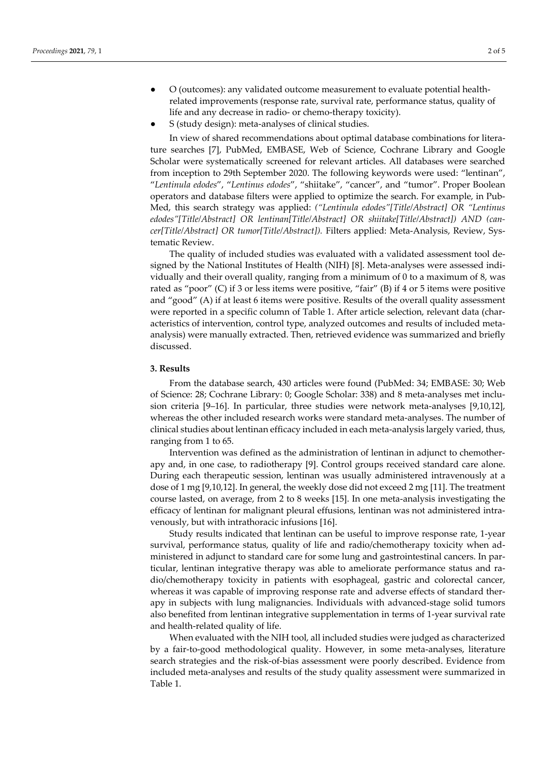- O (outcomes): any validated outcome measurement to evaluate potential health-related improvements (response rate, survival rate, performance status, quality of life and any decrease in radio- or chemo-therapy toxicity).
- S (study design): meta-analyses of clinical studies.

In view of shared recommendations about optimal database combinations for literature searches [7], PubMed, EMBASE, Web of Science, Cochrane Library and Google Scholar were systematically screened for relevant articles. All databases were searched from inception to 29th September 2020. The following keywords were used: "lentinan", "*Lentinula edodes*", "*Lentinus edodes*", "shiitake", "cancer", and "tumor". Proper Boolean operators and database filters were applied to optimize the search. For example, in PubMed, this search strategy was applied: *("Lentinula edodes"[Title/Abstract] OR "Lentinus edodes"[Title/Abstract] OR lentinan[Title/Abstract] OR shiitake[Title/Abstract]) AND (cancer[Title/Abstract] OR tumor[Title/Abstract]).* Filters applied: Meta-Analysis, Review, Systematic Review.

The quality of included studies was evaluated with a validated assessment tool designed by the National Institutes of Health (NIH) [8]. Meta-analyses were assessed individually and their overall quality, ranging from a minimum of 0 to a maximum of 8, was rated as "poor" (C) if 3 or less items were positive, "fair" (B) if 4 or 5 items were positive and "good" (A) if at least 6 items were positive. Results of the overall quality assessment were reported in a specific column of Table 1. After article selection, relevant data (characteristics of intervention, control type, analyzed outcomes and results of included meta-analysis) were manually extracted. Then, retrieved evidence was summarized and briefly discussed.

## 3. Results

From the database search, 430 articles were found (PubMed: 34; EMBASE: 30; Web of Science: 28; Cochrane Library: 0; Google Scholar: 338) and 8 meta-analyses met inclusion criteria [9–16]. In particular, three studies were network meta-analyses [9,10,12], whereas the other included research works were standard meta-analyses. The number of clinical studies about lentinan efficacy included in each meta-analysis largely varied, thus, ranging from 1 to 65.

Intervention was defined as the administration of lentinan in adjunct to chemotherapy and, in one case, to radiotherapy [9]. Control groups received standard care alone. During each therapeutic session, lentinan was usually administered intravenously at a dose of 1 mg [9,10,12]. In general, the weekly dose did not exceed 2 mg [11]. The treatment course lasted, on average, from 2 to 8 weeks [15]. In one meta-analysis investigating the efficacy of lentinan for malignant pleural effusions, lentinan was not administered intravenously, but with intrathoracic infusions [16].

Study results indicated that lentinan can be useful to improve response rate, 1-year survival, performance status, quality of life and radio/chemotherapy toxicity when administered in adjunct to standard care for some lung and gastrointestinal cancers. In particular, lentinan integrative therapy was able to ameliorate performance status and radio/chemotherapy toxicity in patients with esophageal, gastric and colorectal cancer, whereas it was capable of improving response rate and adverse effects of standard therapy in subjects with lung malignancies. Individuals with advanced-stage solid tumors also benefited from lentinan integrative supplementation in terms of 1-year survival rate and health-related quality of life.

When evaluated with the NIH tool, all included studies were judged as characterized by a fair-to-good methodological quality. However, in some meta-analyses, literature search strategies and the risk-of-bias assessment were poorly described. Evidence from included meta-analyses and results of the study quality assessment were summarized in Table 1.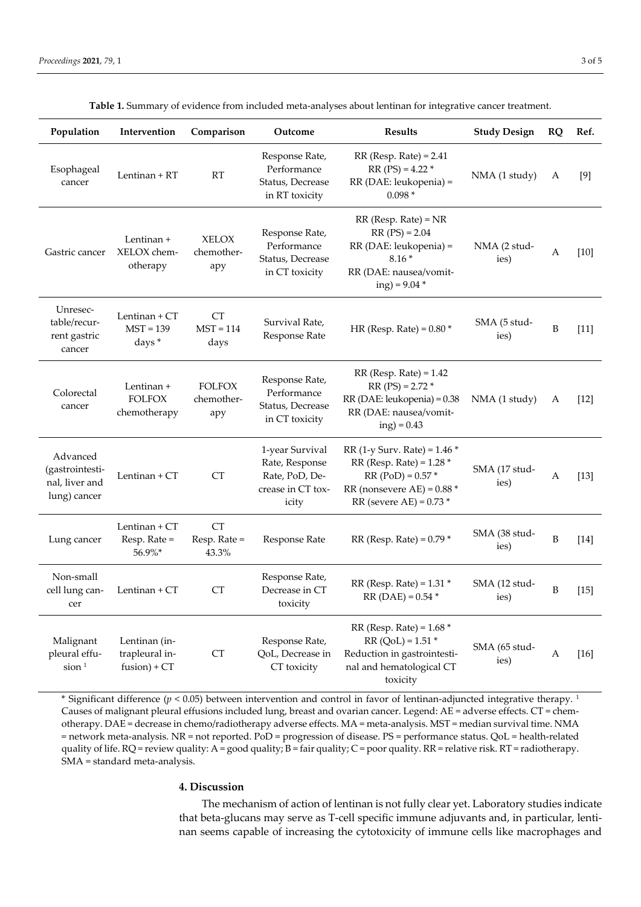**Table 1.** Summary of evidence from included meta-analyses about lentinan for integrative cancer treatment.

| Population | Intervention | Comparison | Outcome | Results | Study Design | RQ | Ref. |
|---|---|---|---|---|---|---|---|
| Esophageal cancer | Lentinan + RT | RT | Response Rate, Performance Status, Decrease in RT toxicity | RR (Resp. Rate) = 2.41<br>RR (PS) = 4.22 *<br>RR (DAE: leukopenia) = 0.098 * | NMA (1 study) | A | [9] |
| Gastric cancer | Lentinan + XELOX chemotherapy | XELOX chemotherapy | Response Rate, Performance Status, Decrease in CT toxicity | RR (Resp. Rate) = NR<br>RR (PS) = 2.04<br>RR (DAE: leukopenia) = 8.16 *<br>RR (DAE: nausea/vomiting) = 9.04 * | NMA (2 studies) | A | [10] |
| Unresectable/recurrent gastric cancer | Lentinan + CT MST = 139 days * | CT MST = 114 days | Survival Rate, Response Rate | HR (Resp. Rate) = 0.80 * | SMA (5 studies) | B | [11] |
| Colorectal cancer | Lentinan + FOLFOX chemotherapy | FOLFOX chemotherapy | Response Rate, Performance Status, Decrease in CT toxicity | RR (Resp. Rate) = 1.42<br>RR (PS) = 2.72 *<br>RR (DAE: leukopenia) = 0.38<br>RR (DAE: nausea/vomiting) = 0.43 | NMA (1 study) | A | [12] |
| Advanced (gastrointestinal, liver and lung) cancer | Lentinan + CT | CT | 1-year Survival Rate, Response Rate, PoD, Decrease in CT toxicity | RR (1-y Surv. Rate) = 1.46 *<br>RR (Resp. Rate) = 1.28 *<br>RR (PoD) = 0.57 *<br>RR (nonsevere AE) = 0.88 *<br>RR (severe AE) = 0.73 * | SMA (17 studies) | A | [13] |
| Lung cancer | Lentinan + CT Resp. Rate = 56.9%* | CT Resp. Rate = 43.3% | Response Rate | RR (Resp. Rate) = 0.79 * | SMA (38 studies) | B | [14] |
| Non-small cell lung cancer | Lentinan + CT | CT | Response Rate, Decrease in CT toxicity | RR (Resp. Rate) = 1.31 *<br>RR (DAE) = 0.54 * | SMA (12 studies) | B | [15] |
| Malignant pleural effusion [1] | Lentinan (intrapleural infusion) + CT | CT | Response Rate, QoL, Decrease in CT toxicity | RR (Resp. Rate) = 1.68 *<br>RR (QoL) = 1.51 *<br>Reduction in gastrointestinal and hematological CT toxicity | SMA (65 studies) | A | [16] |

* Significant difference ($p < 0.05$) between intervention and control in favor of lentinan-adjuncted integrative therapy. [1] Causes of malignant pleural effusions included lung, breast and ovarian cancer. Legend: AE = adverse effects. CT = chemotherapy. DAE = decrease in chemo/radiotherapy adverse effects. MA = meta-analysis. MST = median survival time. NMA = network meta-analysis. NR = not reported. PoD = progression of disease. PS = performance status. QoL = health-related quality of life. RQ = review quality: A = good quality; B = fair quality; C = poor quality. RR = relative risk. RT = radiotherapy. SMA = standard meta-analysis.

## 4. Discussion

The mechanism of action of lentinan is not fully clear yet. Laboratory studies indicate that beta-glucans may serve as T-cell specific immune adjuvants and, in particular, lentinan seems capable of increasing the cytotoxicity of immune cells like macrophages and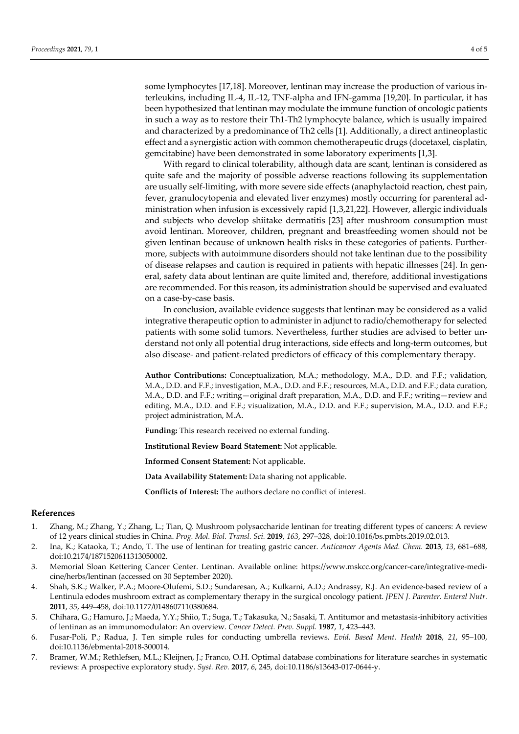some lymphocytes [17,18]. Moreover, lentinan may increase the production of various interleukins, including IL-4, IL-12, TNF-alpha and IFN-gamma [19,20]. In particular, it has been hypothesized that lentinan may modulate the immune function of oncologic patients in such a way as to restore their Th1-Th2 lymphocyte balance, which is usually impaired and characterized by a predominance of Th2 cells [1]. Additionally, a direct antineoplastic effect and a synergistic action with common chemotherapeutic drugs (docetaxel, cisplatin, gemcitabine) have been demonstrated in some laboratory experiments [1,3].

With regard to clinical tolerability, although data are scant, lentinan is considered as quite safe and the majority of possible adverse reactions following its supplementation are usually self-limiting, with more severe side effects (anaphylactoid reaction, chest pain, fever, granulocytopenia and elevated liver enzymes) mostly occurring for parenteral administration when infusion is excessively rapid [1,3,21,22]. However, allergic individuals and subjects who develop shiitake dermatitis [23] after mushroom consumption must avoid lentinan. Moreover, children, pregnant and breastfeeding women should not be given lentinan because of unknown health risks in these categories of patients. Furthermore, subjects with autoimmune disorders should not take lentinan due to the possibility of disease relapses and caution is required in patients with hepatic illnesses [24]. In general, safety data about lentinan are quite limited and, therefore, additional investigations are recommended. For this reason, its administration should be supervised and evaluated on a case-by-case basis.

In conclusion, available evidence suggests that lentinan may be considered as a valid integrative therapeutic option to administer in adjunct to radio/chemotherapy for selected patients with some solid tumors. Nevertheless, further studies are advised to better understand not only all potential drug interactions, side effects and long-term outcomes, but also disease- and patient-related predictors of efficacy of this complementary therapy.

**Author Contributions:** Conceptualization, M.A.; methodology, M.A., D.D. and F.F.; validation, M.A., D.D. and F.F.; investigation, M.A., D.D. and F.F.; resources, M.A., D.D. and F.F.; data curation, M.A., D.D. and F.F.; writing—original draft preparation, M.A., D.D. and F.F.; writing—review and editing, M.A., D.D. and F.F.; visualization, M.A., D.D. and F.F.; supervision, M.A., D.D. and F.F.; project administration, M.A.

**Funding:** This research received no external funding.

**Institutional Review Board Statement:** Not applicable.

**Informed Consent Statement:** Not applicable.

**Data Availability Statement:** Data sharing not applicable.

**Conflicts of Interest:** The authors declare no conflict of interest.

## References

1. Zhang, M.; Zhang, Y.; Zhang, L.; Tian, Q. Mushroom polysaccharide lentinan for treating different types of cancers: A review of 12 years clinical studies in China. *Prog. Mol. Biol. Transl. Sci.* **2019**, *163*, 297–328, doi:10.1016/bs.pmbts.2019.02.013.
2. Ina, K.; Kataoka, T.; Ando, T. The use of lentinan for treating gastric cancer. *Anticancer Agents Med. Chem.* **2013**, *13*, 681–688, doi:10.2174/1871520611313050002.
3. Memorial Sloan Kettering Cancer Center. Lentinan. Available online: https://www.mskcc.org/cancer-care/integrative-medicine/herbs/lentinan (accessed on 30 September 2020).
4. Shah, S.K.; Walker, P.A.; Moore-Olufemi, S.D.; Sundaresan, A.; Kulkarni, A.D.; Andrassy, R.J. An evidence-based review of a Lentinula edodes mushroom extract as complementary therapy in the surgical oncology patient. *JPEN J. Parenter. Enteral Nutr.* **2011**, *35*, 449–458, doi:10.1177/0148607110380684.
5. Chihara, G.; Hamuro, J.; Maeda, Y.Y.; Shiio, T.; Suga, T.; Takasuka, N.; Sasaki, T. Antitumor and metastasis-inhibitory activities of lentinan as an immunomodulator: An overview. *Cancer Detect. Prev. Suppl.* **1987**, *1*, 423–443.
6. Fusar-Poli, P.; Radua, J. Ten simple rules for conducting umbrella reviews. *Evid. Based Ment. Health* **2018**, *21*, 95–100, doi:10.1136/ebmental-2018-300014.
7. Bramer, W.M.; Rethlefsen, M.L.; Kleijnen, J.; Franco, O.H. Optimal database combinations for literature searches in systematic reviews: A prospective exploratory study. *Syst. Rev.* **2017**, *6*, 245, doi:10.1186/s13643-017-0644-y.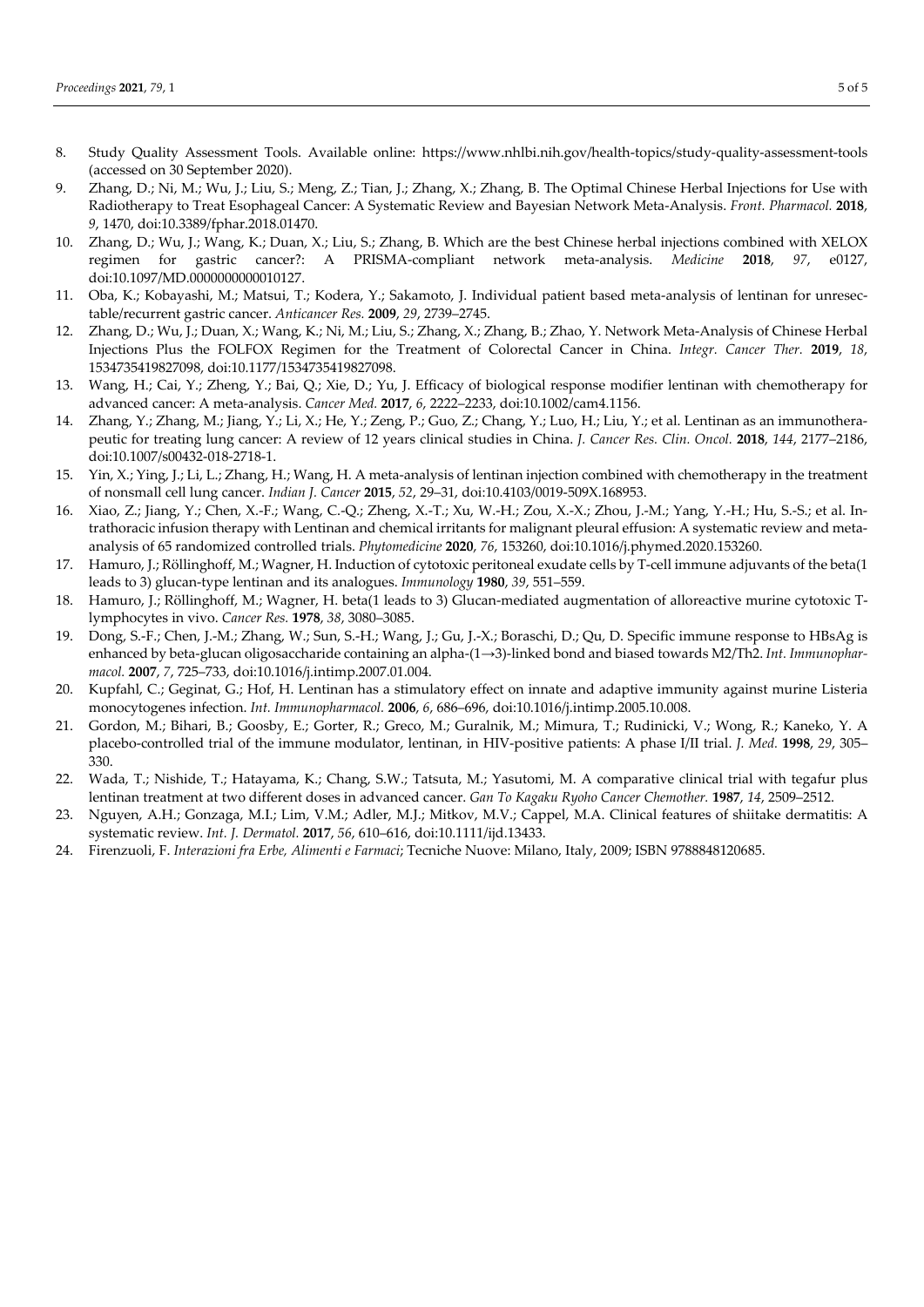8. Study Quality Assessment Tools. Available online: https://www.nhlbi.nih.gov/health-topics/study-quality-assessment-tools (accessed on 30 September 2020).
9. Zhang, D.; Ni, M.; Wu, J.; Liu, S.; Meng, Z.; Tian, J.; Zhang, X.; Zhang, B. The Optimal Chinese Herbal Injections for Use with Radiotherapy to Treat Esophageal Cancer: A Systematic Review and Bayesian Network Meta-Analysis. *Front. Pharmacol.* **2018**, *9*, 1470, doi:10.3389/fphar.2018.01470.
10. Zhang, D.; Wu, J.; Wang, K.; Duan, X.; Liu, S.; Zhang, B. Which are the best Chinese herbal injections combined with XELOX regimen for gastric cancer?: A PRISMA-compliant network meta-analysis. *Medicine* **2018**, *97*, e0127, doi:10.1097/MD.0000000000010127.
11. Oba, K.; Kobayashi, M.; Matsui, T.; Kodera, Y.; Sakamoto, J. Individual patient based meta-analysis of lentinan for unresectable/recurrent gastric cancer. *Anticancer Res.* **2009**, *29*, 2739–2745.
12. Zhang, D.; Wu, J.; Duan, X.; Wang, K.; Ni, M.; Liu, S.; Zhang, X.; Zhang, B.; Zhao, Y. Network Meta-Analysis of Chinese Herbal Injections Plus the FOLFOX Regimen for the Treatment of Colorectal Cancer in China. *Integr. Cancer Ther.* **2019**, *18*, 1534735419827098, doi:10.1177/1534735419827098.
13. Wang, H.; Cai, Y.; Zheng, Y.; Bai, Q.; Xie, D.; Yu, J. Efficacy of biological response modifier lentinan with chemotherapy for advanced cancer: A meta-analysis. *Cancer Med.* **2017**, *6*, 2222–2233, doi:10.1002/cam4.1156.
14. Zhang, Y.; Zhang, M.; Jiang, Y.; Li, X.; He, Y.; Zeng, P.; Guo, Z.; Chang, Y.; Luo, H.; Liu, Y.; et al. Lentinan as an immunotherapeutic for treating lung cancer: A review of 12 years clinical studies in China. *J. Cancer Res. Clin. Oncol.* **2018**, *144*, 2177–2186, doi:10.1007/s00432-018-2718-1.
15. Yin, X.; Ying, J.; Li, L.; Zhang, H.; Wang, H. A meta-analysis of lentinan injection combined with chemotherapy in the treatment of nonsmall cell lung cancer. *Indian J. Cancer* **2015**, *52*, 29–31, doi:10.4103/0019-509X.168953.
16. Xiao, Z.; Jiang, Y.; Chen, X.-F.; Wang, C.-Q.; Zheng, X.-T.; Xu, W.-H.; Zou, X.-X.; Zhou, J.-M.; Yang, Y.-H.; Hu, S.-S.; et al. Intrathoracic infusion therapy with Lentinan and chemical irritants for malignant pleural effusion: A systematic review and meta-analysis of 65 randomized controlled trials. *Phytomedicine* **2020**, *76*, 153260, doi:10.1016/j.phymed.2020.153260.
17. Hamuro, J.; Röllinghoff, M.; Wagner, H. Induction of cytotoxic peritoneal exudate cells by T-cell immune adjuvants of the beta(1 leads to 3) glucan-type lentinan and its analogues. *Immunology* **1980**, *39*, 551–559.
18. Hamuro, J.; Röllinghoff, M.; Wagner, H. beta(1 leads to 3) Glucan-mediated augmentation of alloreactive murine cytotoxic T-lymphocytes in vivo. *Cancer Res.* **1978**, *38*, 3080–3085.
19. Dong, S.-F.; Chen, J.-M.; Zhang, W.; Sun, S.-H.; Wang, J.; Gu, J.-X.; Boraschi, D.; Qu, D. Specific immune response to HBsAg is enhanced by beta-glucan oligosaccharide containing an alpha-(1→3)-linked bond and biased towards M2/Th2. *Int. Immunopharmacol.* **2007**, *7*, 725–733, doi:10.1016/j.intimp.2007.01.004.
20. Kupfahl, C.; Geginat, G.; Hof, H. Lentinan has a stimulatory effect on innate and adaptive immunity against murine Listeria monocytogenes infection. *Int. Immunopharmacol.* **2006**, *6*, 686–696, doi:10.1016/j.intimp.2005.10.008.
21. Gordon, M.; Bihari, B.; Goosby, E.; Gorter, R.; Greco, M.; Guralnik, M.; Mimura, T.; Rudinicki, V.; Wong, R.; Kaneko, Y. A placebo-controlled trial of the immune modulator, lentinan, in HIV-positive patients: A phase I/II trial. *J. Med.* **1998**, *29*, 305–330.
22. Wada, T.; Nishide, T.; Hatayama, K.; Chang, S.W.; Tatsuta, M.; Yasutomi, M. A comparative clinical trial with tegafur plus lentinan treatment at two different doses in advanced cancer. *Gan To Kagaku Ryoho Cancer Chemother.* **1987**, *14*, 2509–2512.
23. Nguyen, A.H.; Gonzaga, M.I.; Lim, V.M.; Adler, M.J.; Mitkov, M.V.; Cappel, M.A. Clinical features of shiitake dermatitis: A systematic review. *Int. J. Dermatol.* **2017**, *56*, 610–616, doi:10.1111/ijd.13433.
24. Firenzuoli, F. *Interazioni fra Erbe, Alimenti e Farmaci*; Tecniche Nuove: Milano, Italy, 2009; ISBN 9788848120685.